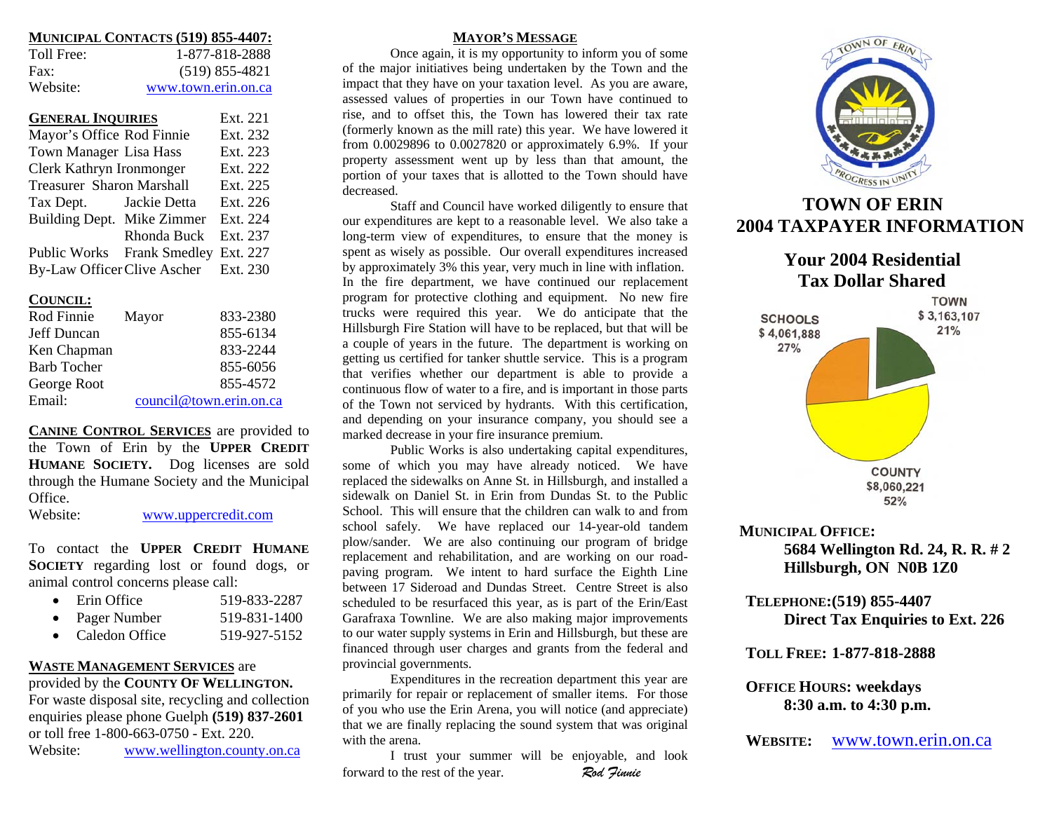## MUNICIPAL CONTACTS (519) 855-4407:

| | |
|---|---|
| Toll Free: | 1-877-818-2888 |
| Fax: | (519) 855-4821 |
| Website: | www.town.erin.on.ca |

| GENERAL INQUIRIES | | Ext. 221 |
|---|---|---|
| Mayor's Office | Rod Finnie | Ext. 232 |
| Town Manager | Lisa Hass | Ext. 223 |
| Clerk | Kathryn Ironmonger | Ext. 222 |
| Treasurer | Sharon Marshall | Ext. 225 |
| Tax Dept. | Jackie Detta | Ext. 226 |
| Building Dept. | Mike Zimmer | Ext. 224 |
| | Rhonda Buck | Ext. 237 |
| Public Works | Frank Smedley | Ext. 227 |
| By-Law Officer | Clive Ascher | Ext. 230 |

**COUNCIL:**

| | | |
|---|---|---|
| Rod Finnie | Mayor | 833-2380 |
| Jeff Duncan | | 855-6134 |
| Ken Chapman | | 833-2244 |
| Barb Tocher | | 855-6056 |
| George Root | | 855-4572 |
| Email: | | council@town.erin.on.ca |

**CANINE CONTROL SERVICES** are provided to the Town of Erin by the **UPPER CREDIT HUMANE SOCIETY.** Dog licenses are sold through the Humane Society and the Municipal Office.

Website: www.uppercredit.com

To contact the **UPPER CREDIT HUMANE SOCIETY** regarding lost or found dogs, or animal control concerns please call:

- Erin Office 519-833-2287
- Pager Number 519-831-1400
- Caledon Office 519-927-5152

**WASTE MANAGEMENT SERVICES** are provided by the **COUNTY OF WELLINGTON.** For waste disposal site, recycling and collection enquiries please phone Guelph **(519) 837-2601** or toll free 1-800-663-0750 - Ext. 220.

Website: www.wellington.county.on.ca

## MAYOR'S MESSAGE

Once again, it is my opportunity to inform you of some of the major initiatives being undertaken by the Town and the impact that they have on your taxation level. As you are aware, assessed values of properties in our Town have continued to rise, and to offset this, the Town has lowered their tax rate (formerly known as the mill rate) this year. We have lowered it from 0.0029896 to 0.0027820 or approximately 6.9%. If your property assessment went up by less than that amount, the portion of your taxes that is allotted to the Town should have decreased.

Staff and Council have worked diligently to ensure that our expenditures are kept to a reasonable level. We also take a long-term view of expenditures, to ensure that the money is spent as wisely as possible. Our overall expenditures increased by approximately 3% this year, very much in line with inflation. In the fire department, we have continued our replacement program for protective clothing and equipment. No new fire trucks were required this year. We do anticipate that the Hillsburgh Fire Station will have to be replaced, but that will be a couple of years in the future. The department is working on getting us certified for tanker shuttle service. This is a program that verifies whether our department is able to provide a continuous flow of water to a fire, and is important in those parts of the Town not serviced by hydrants. With this certification, and depending on your insurance company, you should see a marked decrease in your fire insurance premium.

Public Works is also undertaking capital expenditures, some of which you may have already noticed. We have replaced the sidewalks on Anne St. in Hillsburgh, and installed a sidewalk on Daniel St. in Erin from Dundas St. to the Public School. This will ensure that the children can walk to and from school safely. We have replaced our 14-year-old tandem plow/sander. We are also continuing our program of bridge replacement and rehabilitation, and are working on our road-paving program. We intent to hard surface the Eighth Line between 17 Sideroad and Dundas Street. Centre Street is also scheduled to be resurfaced this year, as is part of the Erin/East Garafraxa Townline. We are also making major improvements to our water supply systems in Erin and Hillsburgh, but these are financed through user charges and grants from the federal and provincial governments.

Expenditures in the recreation department this year are primarily for repair or replacement of smaller items. For those of you who use the Erin Arena, you will notice (and appreciate) that we are finally replacing the sound system that was original with the arena.

I trust your summer will be enjoyable, and look forward to the rest of the year.

*Rod Finnie*

# TOWN OF ERIN 2004 TAXPAYER INFORMATION

## Your 2004 Residential Tax Dollar Shared

| | Amount | Share |
|---|---|---|
| TOWN | $ 3,163,107 | 21% |
| SCHOOLS | $ 4,061,888 | 27% |
| COUNTY | $8,060,221 | 52% |

**MUNICIPAL OFFICE:**
**5684 Wellington Rd. 24, R. R. # 2**
**Hillsburgh, ON N0B 1Z0**

**TELEPHONE:(519) 855-4407**
**Direct Tax Enquiries to Ext. 226**

**TOLL FREE: 1-877-818-2888**

**OFFICE HOURS: weekdays**
**8:30 a.m. to 4:30 p.m.**

**WEBSITE:** www.town.erin.on.ca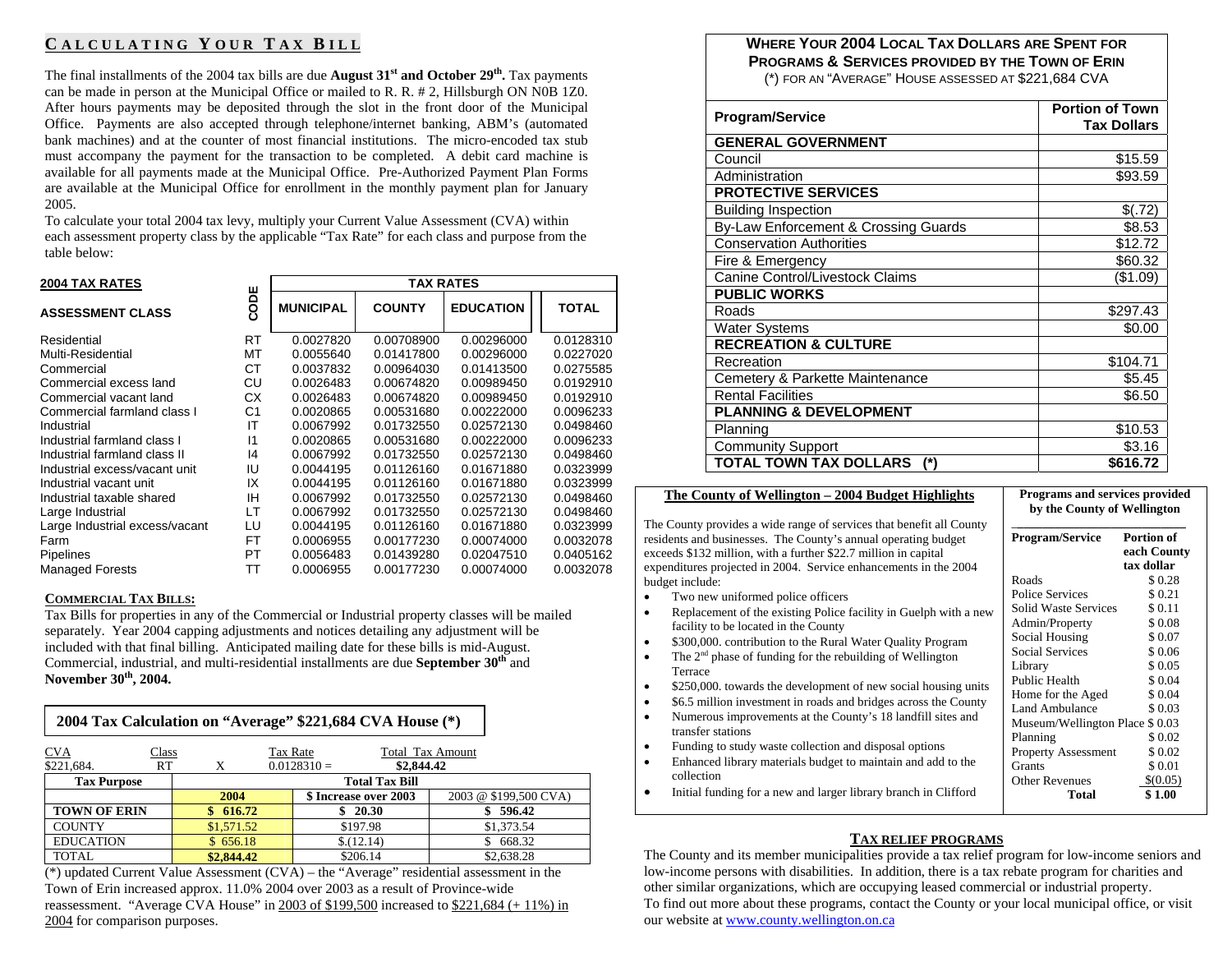## Calculating Your Tax Bill

The final installments of the 2004 tax bills are due **August 31st and October 29th.** Tax payments can be made in person at the Municipal Office or mailed to R. R. # 2, Hillsburgh ON N0B 1Z0. After hours payments may be deposited through the slot in the front door of the Municipal Office. Payments are also accepted through telephone/internet banking, ABM's (automated bank machines) and at the counter of most financial institutions. The micro-encoded tax stub must accompany the payment for the transaction to be completed. A debit card machine is available for all payments made at the Municipal Office. Pre-Authorized Payment Plan Forms are available at the Municipal Office for enrollment in the monthly payment plan for January 2005.

To calculate your total 2004 tax levy, multiply your Current Value Assessment (CVA) within each assessment property class by the applicable "Tax Rate" for each class and purpose from the table below:

| 2004 TAX RATES | | TAX RATES | | | |
|---|---|---|---|---|---|
| ASSESSMENT CLASS | CODE | MUNICIPAL | COUNTY | EDUCATION | TOTAL |
| Residential | RT | 0.0027820 | 0.00708900 | 0.00296000 | 0.0128310 |
| Multi-Residential | MT | 0.0055640 | 0.01417800 | 0.00296000 | 0.0227020 |
| Commercial | CT | 0.0037832 | 0.00964030 | 0.01413500 | 0.0275585 |
| Commercial excess land | CU | 0.0026483 | 0.00674820 | 0.00989450 | 0.0192910 |
| Commercial vacant land | CX | 0.0026483 | 0.00674820 | 0.00989450 | 0.0192910 |
| Commercial farmland class I | C1 | 0.0020865 | 0.00531680 | 0.00222000 | 0.0096233 |
| Industrial | IT | 0.0067992 | 0.01732550 | 0.02572130 | 0.0498460 |
| Industrial farmland class I | I1 | 0.0020865 | 0.00531680 | 0.00222000 | 0.0096233 |
| Industrial farmland class II | I4 | 0.0067992 | 0.01732550 | 0.02572130 | 0.0498460 |
| Industrial excess/vacant unit | IU | 0.0044195 | 0.01126160 | 0.01671880 | 0.0323999 |
| Industrial vacant unit | IX | 0.0044195 | 0.01126160 | 0.01671880 | 0.0323999 |
| Industrial taxable shared | IH | 0.0067992 | 0.01732550 | 0.02572130 | 0.0498460 |
| Large Industrial | LT | 0.0067992 | 0.01732550 | 0.02572130 | 0.0498460 |
| Large Industrial excess/vacant | LU | 0.0044195 | 0.01126160 | 0.01671880 | 0.0323999 |
| Farm | FT | 0.0006955 | 0.00177230 | 0.00074000 | 0.0032078 |
| Pipelines | PT | 0.0056483 | 0.01439280 | 0.02047510 | 0.0405162 |
| Managed Forests | TT | 0.0006955 | 0.00177230 | 0.00074000 | 0.0032078 |

### Commercial Tax Bills:

Tax Bills for properties in any of the Commercial or Industrial property classes will be mailed separately. Year 2004 capping adjustments and notices detailing any adjustment will be included with that final billing. Anticipated mailing date for these bills is mid-August. Commercial, industrial, and multi-residential installments are due **September 30th** and **November 30th, 2004.**

### 2004 Tax Calculation on "Average" $221,684 CVA House (*)

| CVA | Class | | Tax Rate | Total Tax Amount |
|---|---|---|---|---|
| $221,684. | RT | X | 0.0128310 = | **$2,844.42** |

| Tax Purpose | Total Tax Bill | | |
|---|---|---|---|
| | **2004** | **$ Increase over 2003** | 2003 @ $199,500 CVA) |
| **TOWN OF ERIN** | **$ 616.72** | **$ 20.30** | **$ 596.42** |
| COUNTY | $1,571.52 | $197.98 | $1,373.54 |
| EDUCATION | $ 656.18 | $.(12.14) | $ 668.32 |
| TOTAL | **$2,844.42** | $206.14 | $2,638.28 |

(*) updated Current Value Assessment (CVA) – the "Average" residential assessment in the Town of Erin increased approx. 11.0% 2004 over 2003 as a result of Province-wide reassessment. "Average CVA House" in 2003 of $199,500 increased to $221,684 (+ 11%) in 2004 for comparison purposes.

## Where Your 2004 Local Tax Dollars are Spent for Programs & Services Provided by the Town of Erin

(*) for an "Average" House assessed at $221,684 CVA

| Program/Service | Portion of Town Tax Dollars |
|---|---|
| **GENERAL GOVERNMENT** | |
| Council | $15.59 |
| Administration | $93.59 |
| **PROTECTIVE SERVICES** | |
| Building Inspection | $(.72) |
| By-Law Enforcement & Crossing Guards | $8.53 |
| Conservation Authorities | $12.72 |
| Fire & Emergency | $60.32 |
| Canine Control/Livestock Claims | ($1.09) |
| **PUBLIC WORKS** | |
| Roads | $297.43 |
| Water Systems | $0.00 |
| **RECREATION & CULTURE** | |
| Recreation | $104.71 |
| Cemetery & Parkette Maintenance | $5.45 |
| Rental Facilities | $6.50 |
| **PLANNING & DEVELOPMENT** | |
| Planning | $10.53 |
| Community Support | $3.16 |
| **TOTAL TOWN TAX DOLLARS (*)** | **$616.72** |

### The County of Wellington – 2004 Budget Highlights

The County provides a wide range of services that benefit all County residents and businesses. The County's annual operating budget exceeds $132 million, with a further $22.7 million in capital expenditures projected in 2004. Service enhancements in the 2004 budget include:

- Two new uniformed police officers
- Replacement of the existing Police facility in Guelph with a new facility to be located in the County
- $300,000. contribution to the Rural Water Quality Program
- The 2nd phase of funding for the rebuilding of Wellington Terrace
- $250,000. towards the development of new social housing units
- $6.5 million investment in roads and bridges across the County
- Numerous improvements at the County's 18 landfill sites and transfer stations
- Funding to study waste collection and disposal options
- Enhanced library materials budget to maintain and add to the collection
- Initial funding for a new and larger library branch in Clifford

**Programs and services provided by the County of Wellington**

| Program/Service | Portion of each County tax dollar |
|---|---|
| Roads | $ 0.28 |
| Police Services | $ 0.21 |
| Solid Waste Services | $ 0.11 |
| Admin/Property | $ 0.08 |
| Social Housing | $ 0.07 |
| Social Services | $ 0.06 |
| Library | $ 0.05 |
| Public Health | $ 0.04 |
| Home for the Aged | $ 0.04 |
| Land Ambulance | $ 0.03 |
| Museum/Wellington Place | $ 0.03 |
| Planning | $ 0.02 |
| Property Assessment | $ 0.02 |
| Grants | $ 0.01 |
| Other Revenues | $(0.05) |
| **Total** | **$ 1.00** |

### Tax Relief Programs

The County and its member municipalities provide a tax relief program for low-income seniors and low-income persons with disabilities. In addition, there is a tax rebate program for charities and other similar organizations, which are occupying leased commercial or industrial property.

To find out more about these programs, contact the County or your local municipal office, or visit our website at www.county.wellington.on.ca